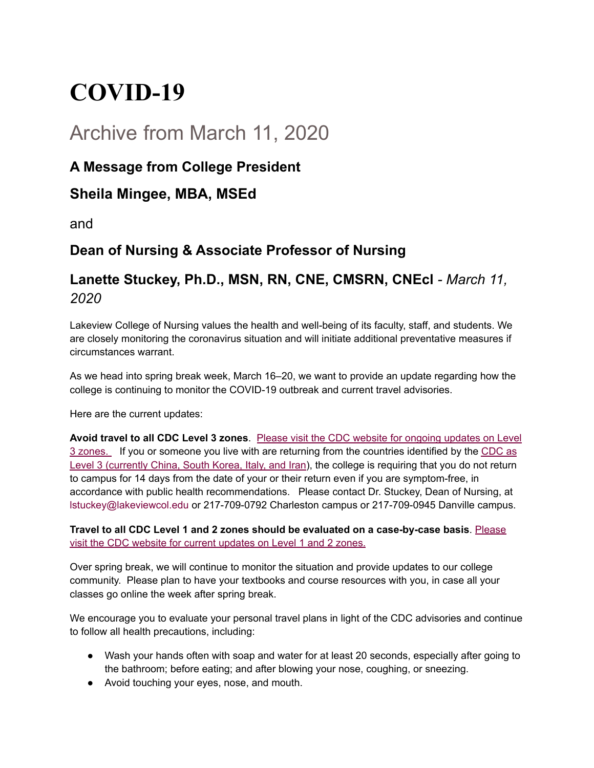# COVID-19

## Archive from March 11, 2020

### A Message from College President

### Sheila Mingee, MBA, MSEd

and

### Dean of Nursing & Associate Professor of Nursing

### Lanette Stuckey, Ph.D., MSN, RN, CNE, CMSRN, CNEcl - *March 11, 2020*

Lakeview College of Nursing values the health and well-being of its faculty, staff, and students. We are closely monitoring the coronavirus situation and will initiate additional preventative measures if circumstances warrant.

As we head into spring break week, March 16–20, we want to provide an update regarding how the college is continuing to monitor the COVID-19 outbreak and current travel advisories.

Here are the current updates:

**Avoid travel to all CDC Level 3 zones**. Please visit the CDC website for ongoing updates on Level 3 zones. If you or someone you live with are returning from the countries identified by the CDC as Level 3 (currently China, South Korea, Italy, and Iran), the college is requiring that you do not return to campus for 14 days from the date of your or their return even if you are symptom-free, in accordance with public health recommendations. Please contact Dr. Stuckey, Dean of Nursing, at lstuckey@lakeviewcol.edu or 217-709-0792 Charleston campus or 217-709-0945 Danville campus.

**Travel to all CDC Level 1 and 2 zones should be evaluated on a case-by-case basis**. Please visit the CDC website for current updates on Level 1 and 2 zones.

Over spring break, we will continue to monitor the situation and provide updates to our college community. Please plan to have your textbooks and course resources with you, in case all your classes go online the week after spring break.

We encourage you to evaluate your personal travel plans in light of the CDC advisories and continue to follow all health precautions, including:

- Wash your hands often with soap and water for at least 20 seconds, especially after going to the bathroom; before eating; and after blowing your nose, coughing, or sneezing.
- Avoid touching your eyes, nose, and mouth.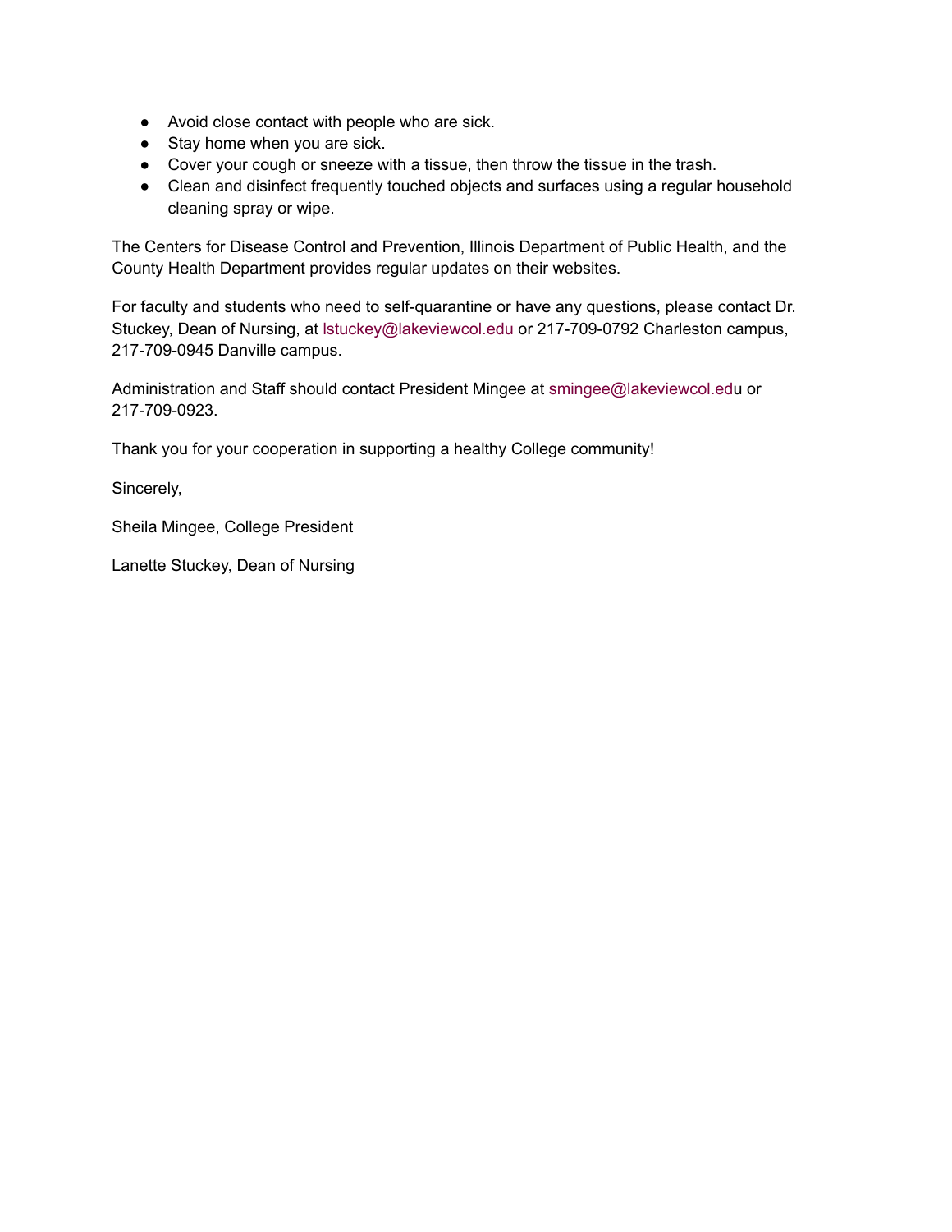- Avoid close contact with people who are sick.
- Stay home when you are sick.
- Cover your cough or sneeze with a tissue, then throw the tissue in the trash.
- Clean and disinfect frequently touched objects and surfaces using a regular household cleaning spray or wipe.

The Centers for Disease Control and Prevention, Illinois Department of Public Health, and the County Health Department provides regular updates on their websites.

For faculty and students who need to self-quarantine or have any questions, please contact Dr. Stuckey, Dean of Nursing, at lstuckey@lakeviewcol.edu or 217-709-0792 Charleston campus, 217-709-0945 Danville campus.

Administration and Staff should contact President Mingee at smingee@lakeviewcol.edu or 217-709-0923.

Thank you for your cooperation in supporting a healthy College community!

Sincerely,

Sheila Mingee, College President

Lanette Stuckey, Dean of Nursing